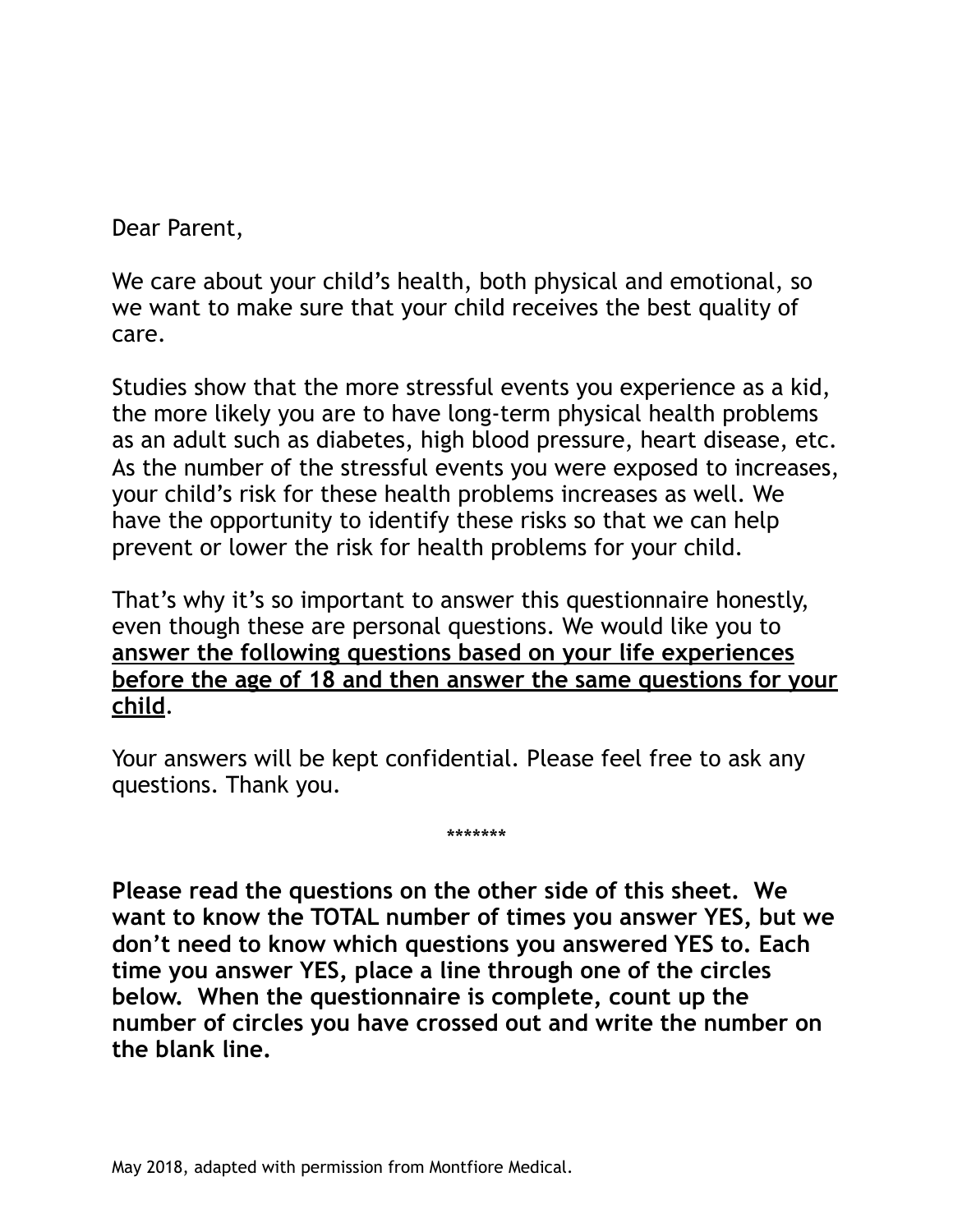Dear Parent,

We care about your child's health, both physical and emotional, so we want to make sure that your child receives the best quality of care.

Studies show that the more stressful events you experience as a kid, the more likely you are to have long-term physical health problems as an adult such as diabetes, high blood pressure, heart disease, etc. As the number of the stressful events you were exposed to increases, your child's risk for these health problems increases as well. We have the opportunity to identify these risks so that we can help prevent or lower the risk for health problems for your child.

That's why it's so important to answer this questionnaire honestly, even though these are personal questions. We would like you to **<u>answer the following questions based on your life experiences before the age of 18 and then answer the same questions for your child</u>**.

Your answers will be kept confidential. Please feel free to ask any questions. Thank you.

*******

**Please read the questions on the other side of this sheet. We want to know the TOTAL number of times you answer YES, but we don't need to know which questions you answered YES to. Each time you answer YES, place a line through one of the circles below. When the questionnaire is complete, count up the number of circles you have crossed out and write the number on the blank line.**

May 2018, adapted with permission from Montfiore Medical.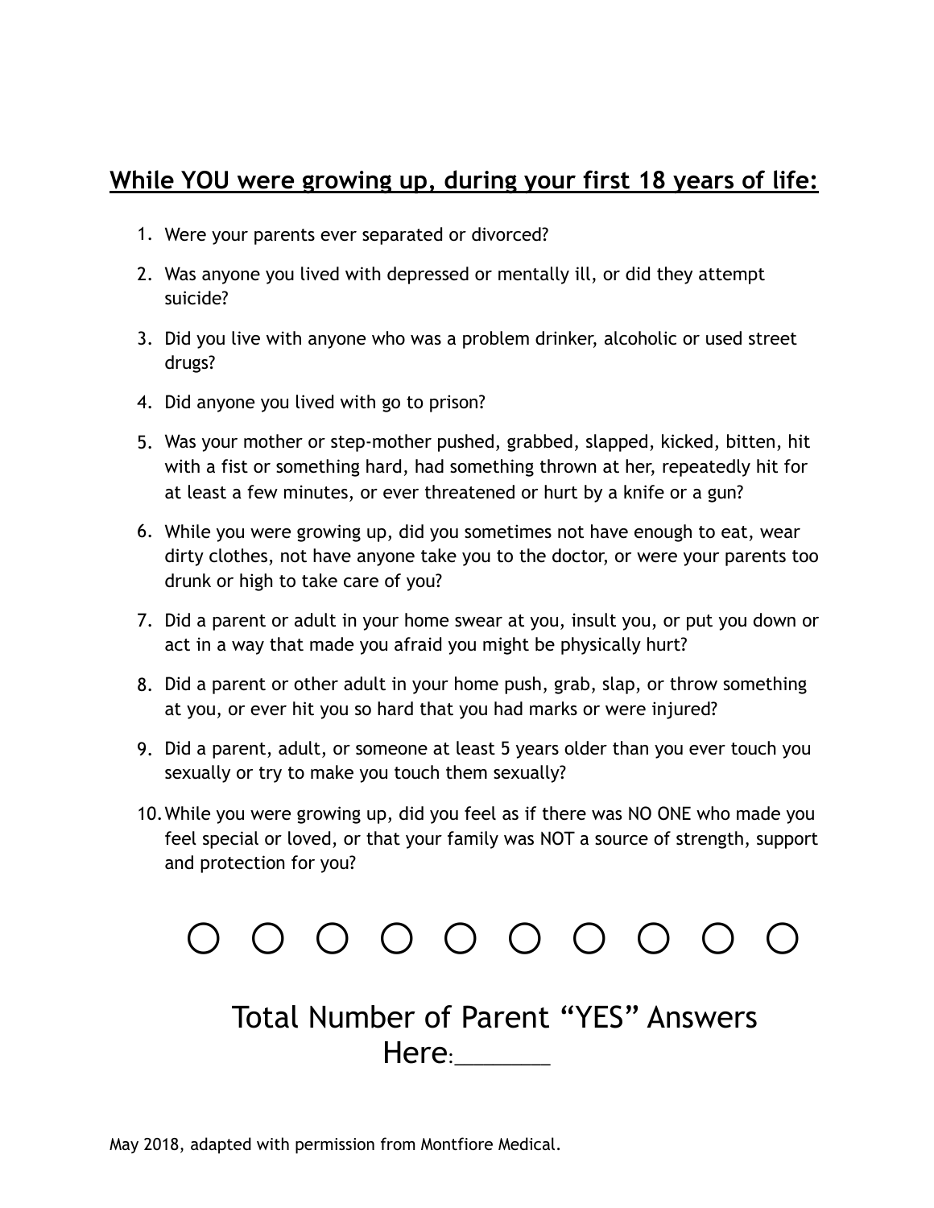**<u>While YOU were growing up, during your first 18 years of life:</u>**

1. Were your parents ever separated or divorced?
2. Was anyone you lived with depressed or mentally ill, or did they attempt suicide?
3. Did you live with anyone who was a problem drinker, alcoholic or used street drugs?
4. Did anyone you lived with go to prison?
5. Was your mother or step-mother pushed, grabbed, slapped, kicked, bitten, hit with a fist or something hard, had something thrown at her, repeatedly hit for at least a few minutes, or ever threatened or hurt by a knife or a gun?
6. While you were growing up, did you sometimes not have enough to eat, wear dirty clothes, not have anyone take you to the doctor, or were your parents too drunk or high to take care of you?
7. Did a parent or adult in your home swear at you, insult you, or put you down or act in a way that made you afraid you might be physically hurt?
8. Did a parent or other adult in your home push, grab, slap, or throw something at you, or ever hit you so hard that you had marks or were injured?
9. Did a parent, adult, or someone at least 5 years older than you ever touch you sexually or try to make you touch them sexually?
10. While you were growing up, did you feel as if there was NO ONE who made you feel special or loved, or that your family was NOT a source of strength, support and protection for you?

○ ○ ○ ○ ○ ○ ○ ○ ○ ○

Total Number of Parent "YES" Answers Here:_______

May 2018, adapted with permission from Montfiore Medical.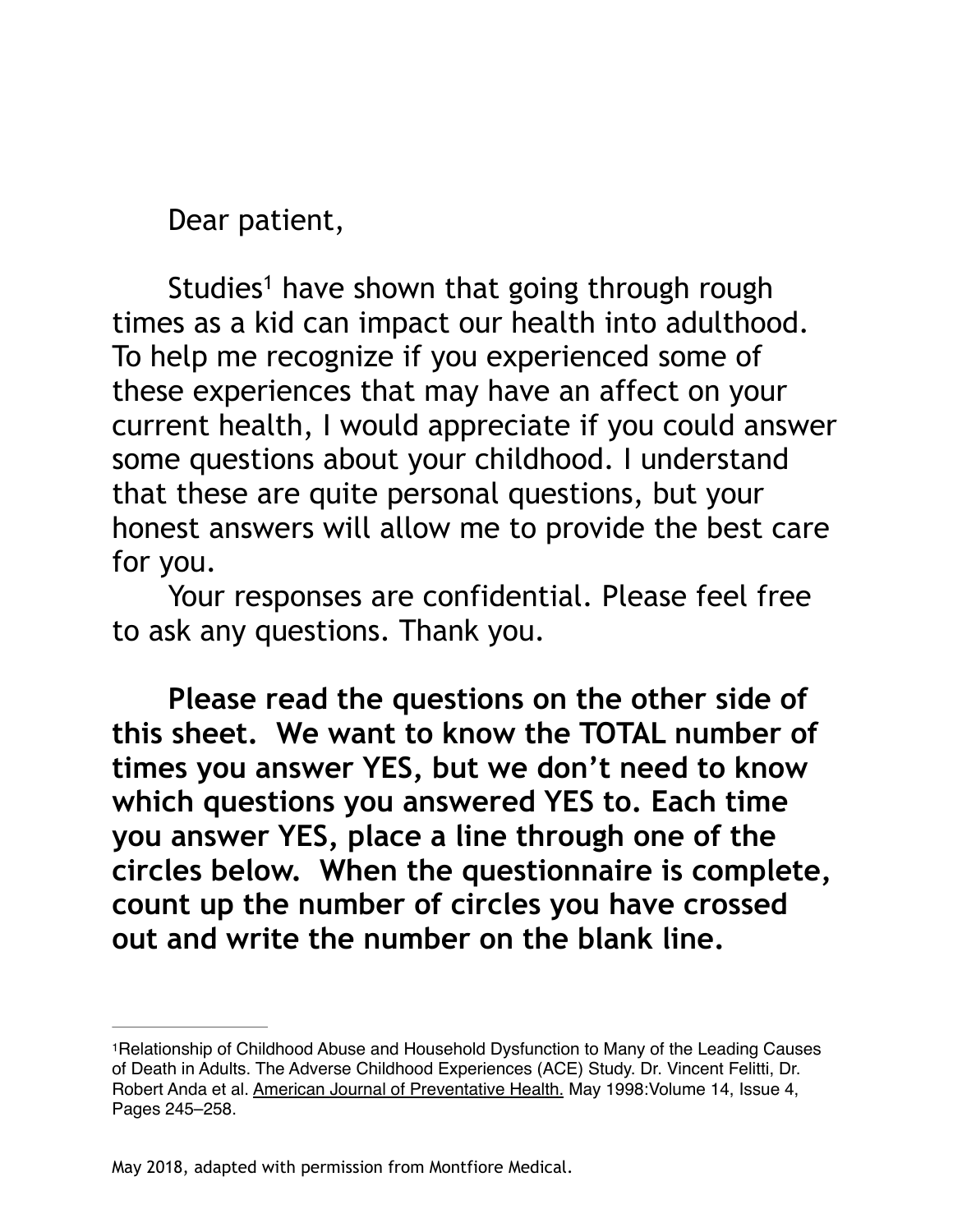Dear patient,

Studies[1] have shown that going through rough times as a kid can impact our health into adulthood. To help me recognize if you experienced some of these experiences that may have an affect on your current health, I would appreciate if you could answer some questions about your childhood. I understand that these are quite personal questions, but your honest answers will allow me to provide the best care for you.

Your responses are confidential. Please feel free to ask any questions. Thank you.

**Please read the questions on the other side of this sheet. We want to know the TOTAL number of times you answer YES, but we don't need to know which questions you answered YES to. Each time you answer YES, place a line through one of the circles below. When the questionnaire is complete, count up the number of circles you have crossed out and write the number on the blank line.**

---

[1]Relationship of Childhood Abuse and Household Dysfunction to Many of the Leading Causes of Death in Adults. The Adverse Childhood Experiences (ACE) Study. Dr. Vincent Felitti, Dr. Robert Anda et al. American Journal of Preventative Health. May 1998:Volume 14, Issue 4, Pages 245–258.

May 2018, adapted with permission from Montfiore Medical.